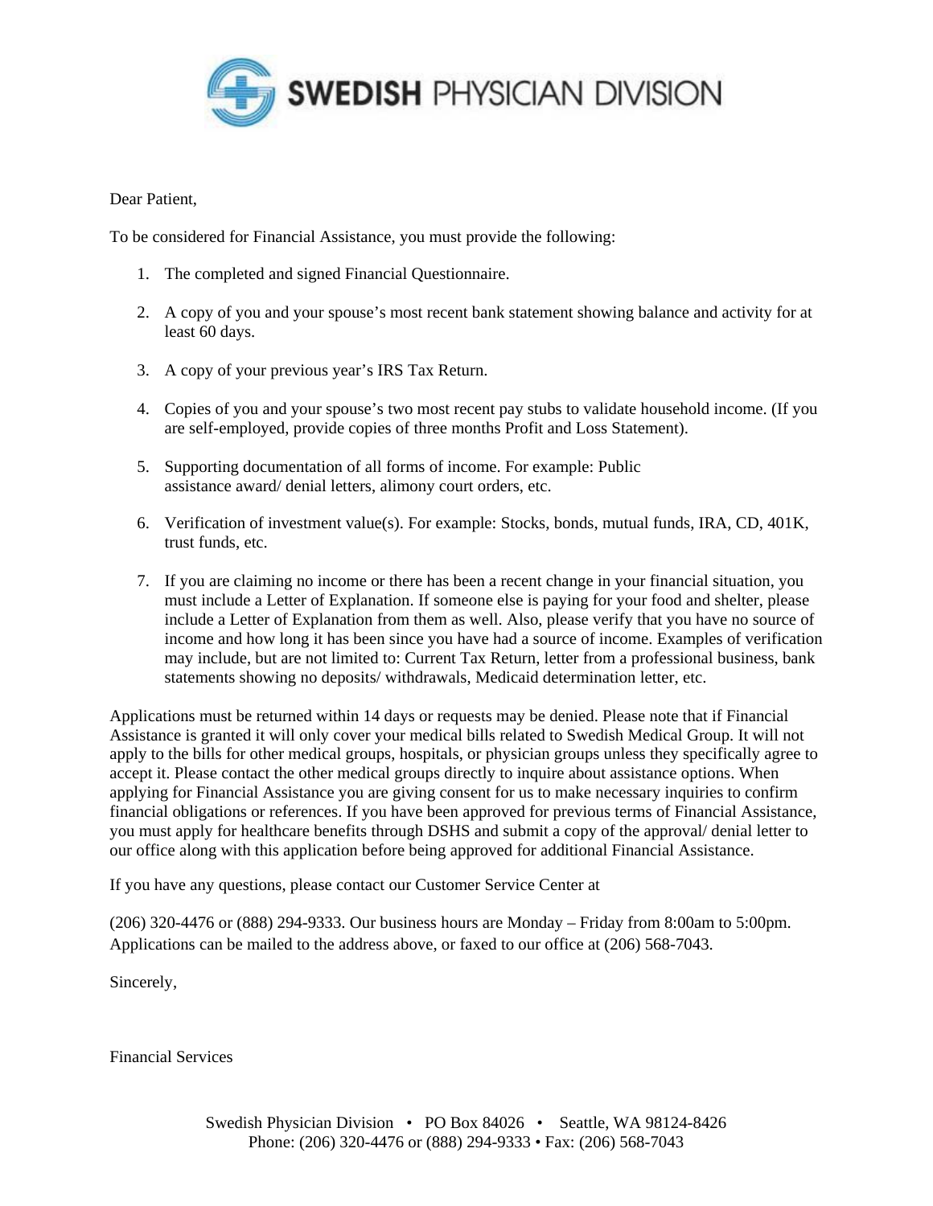# SWEDISH PHYSICIAN DIVISION

Dear Patient,

To be considered for Financial Assistance, you must provide the following:

1. The completed and signed Financial Questionnaire.

2. A copy of you and your spouse's most recent bank statement showing balance and activity for at least 60 days.

3. A copy of your previous year's IRS Tax Return.

4. Copies of you and your spouse's two most recent pay stubs to validate household income. (If you are self-employed, provide copies of three months Profit and Loss Statement).

5. Supporting documentation of all forms of income. For example: Public assistance award/ denial letters, alimony court orders, etc.

6. Verification of investment value(s). For example: Stocks, bonds, mutual funds, IRA, CD, 401K, trust funds, etc.

7. If you are claiming no income or there has been a recent change in your financial situation, you must include a Letter of Explanation. If someone else is paying for your food and shelter, please include a Letter of Explanation from them as well. Also, please verify that you have no source of income and how long it has been since you have had a source of income. Examples of verification may include, but are not limited to: Current Tax Return, letter from a professional business, bank statements showing no deposits/ withdrawals, Medicaid determination letter, etc.

Applications must be returned within 14 days or requests may be denied. Please note that if Financial Assistance is granted it will only cover your medical bills related to Swedish Medical Group. It will not apply to the bills for other medical groups, hospitals, or physician groups unless they specifically agree to accept it. Please contact the other medical groups directly to inquire about assistance options. When applying for Financial Assistance you are giving consent for us to make necessary inquiries to confirm financial obligations or references. If you have been approved for previous terms of Financial Assistance, you must apply for healthcare benefits through DSHS and submit a copy of the approval/ denial letter to our office along with this application before being approved for additional Financial Assistance.

If you have any questions, please contact our Customer Service Center at

(206) 320-4476 or (888) 294-9333. Our business hours are Monday – Friday from 8:00am to 5:00pm. Applications can be mailed to the address above, or faxed to our office at (206) 568-7043.

Sincerely,

Financial Services

Swedish Physician Division • PO Box 84026 • Seattle, WA 98124-8426
Phone: (206) 320-4476 or (888) 294-9333 • Fax: (206) 568-7043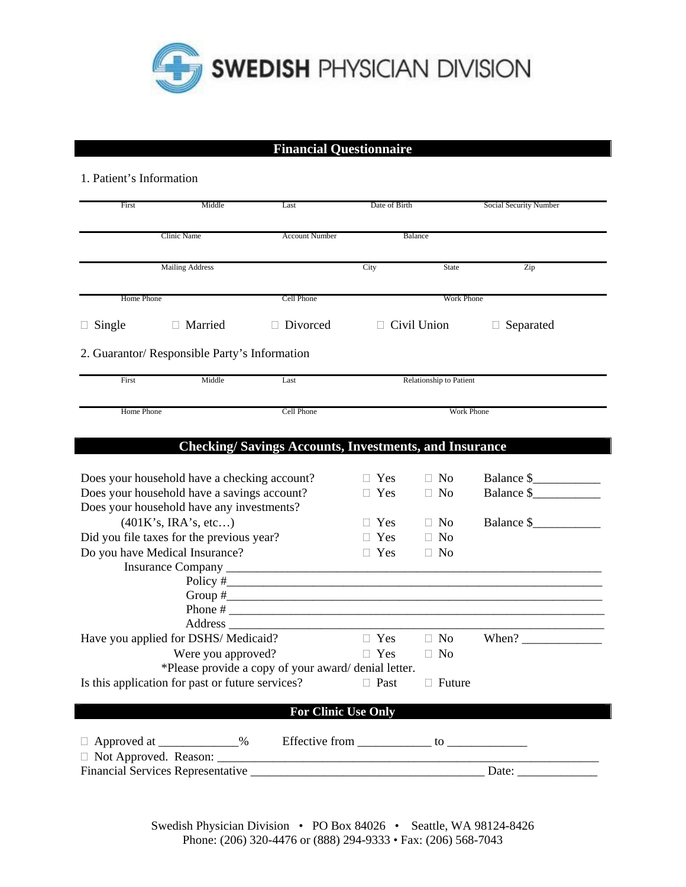# SWEDISH PHYSICIAN DIVISION

## Financial Questionnaire

1. Patient's Information

| First | Middle | Last | Date of Birth | Social Security Number |
|---|---|---|---|---|

| Clinic Name | Account Number | Balance |
|---|---|---|

| Mailing Address | City | State | Zip |
|---|---|---|---|

| Home Phone | Cell Phone | Work Phone |
|---|---|---|

☐ Single ☐ Married ☐ Divorced ☐ Civil Union ☐ Separated

2. Guarantor/ Responsible Party's Information

| First | Middle | Last | Relationship to Patient |
|---|---|---|---|

| Home Phone | Cell Phone | Work Phone |
|---|---|---|

## Checking/ Savings Accounts, Investments, and Insurance

Does your household have a checking account? ☐ Yes ☐ No Balance $__________

Does your household have a savings account? ☐ Yes ☐ No Balance $__________

Does your household have any investments? (401K's, IRA's, etc…) ☐ Yes ☐ No Balance $__________

Did you file taxes for the previous year? ☐ Yes ☐ No

Do you have Medical Insurance? ☐ Yes ☐ No

Insurance Company ____________________________________________

Policy #____________________________________________

Group #____________________________________________

Phone # ____________________________________________

Address ____________________________________________

Have you applied for DSHS/ Medicaid? ☐ Yes ☐ No When? ____________

Were you approved? ☐ Yes ☐ No

*Please provide a copy of your award/ denial letter.

Is this application for past or future services? ☐ Past ☐ Future

## For Clinic Use Only

☐ Approved at ____________% Effective from ___________ to ____________

☐ Not Approved. Reason: ____________________________________________

Financial Services Representative ________________________________ Date: ____________

Swedish Physician Division • PO Box 84026 • Seattle, WA 98124-8426
Phone: (206) 320-4476 or (888) 294-9333 • Fax: (206) 568-7043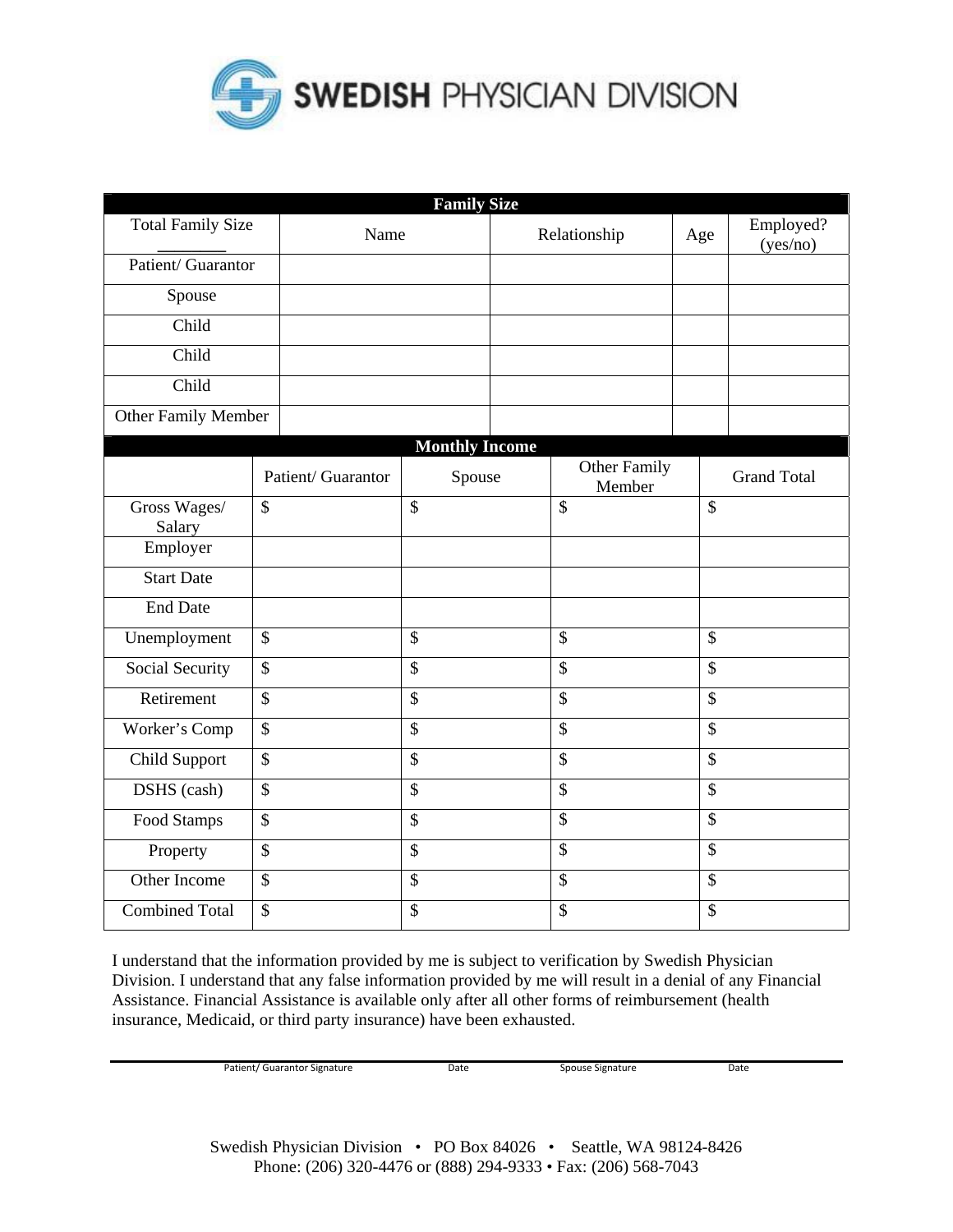# SWEDISH PHYSICIAN DIVISION

| Family Size | | | | |
|---|---|---|---|---|
| Total Family Size ________ | Name | Relationship | Age | Employed? (yes/no) |
| Patient/ Guarantor | | | | |
| Spouse | | | | |
| Child | | | | |
| Child | | | | |
| Child | | | | |
| Other Family Member | | | | |

| Monthly Income | | | | |
|---|---|---|---|---|
| | Patient/ Guarantor | Spouse | Other Family Member | Grand Total |
| Gross Wages/ Salary | $ | $ | $ | $ |
| Employer | | | | |
| Start Date | | | | |
| End Date | | | | |
| Unemployment | $ | $ | $ | $ |
| Social Security | $ | $ | $ | $ |
| Retirement | $ | $ | $ | $ |
| Worker's Comp | $ | $ | $ | $ |
| Child Support | $ | $ | $ | $ |
| DSHS (cash) | $ | $ | $ | $ |
| Food Stamps | $ | $ | $ | $ |
| Property | $ | $ | $ | $ |
| Other Income | $ | $ | $ | $ |
| Combined Total | $ | $ | $ | $ |

I understand that the information provided by me is subject to verification by Swedish Physician Division. I understand that any false information provided by me will result in a denial of any Financial Assistance. Financial Assistance is available only after all other forms of reimbursement (health insurance, Medicaid, or third party insurance) have been exhausted.

______________________________________________________________________

Patient/ Guarantor Signature    Date    Spouse Signature    Date

Swedish Physician Division • PO Box 84026 • Seattle, WA 98124-8426
Phone: (206) 320-4476 or (888) 294-9333 • Fax: (206) 568-7043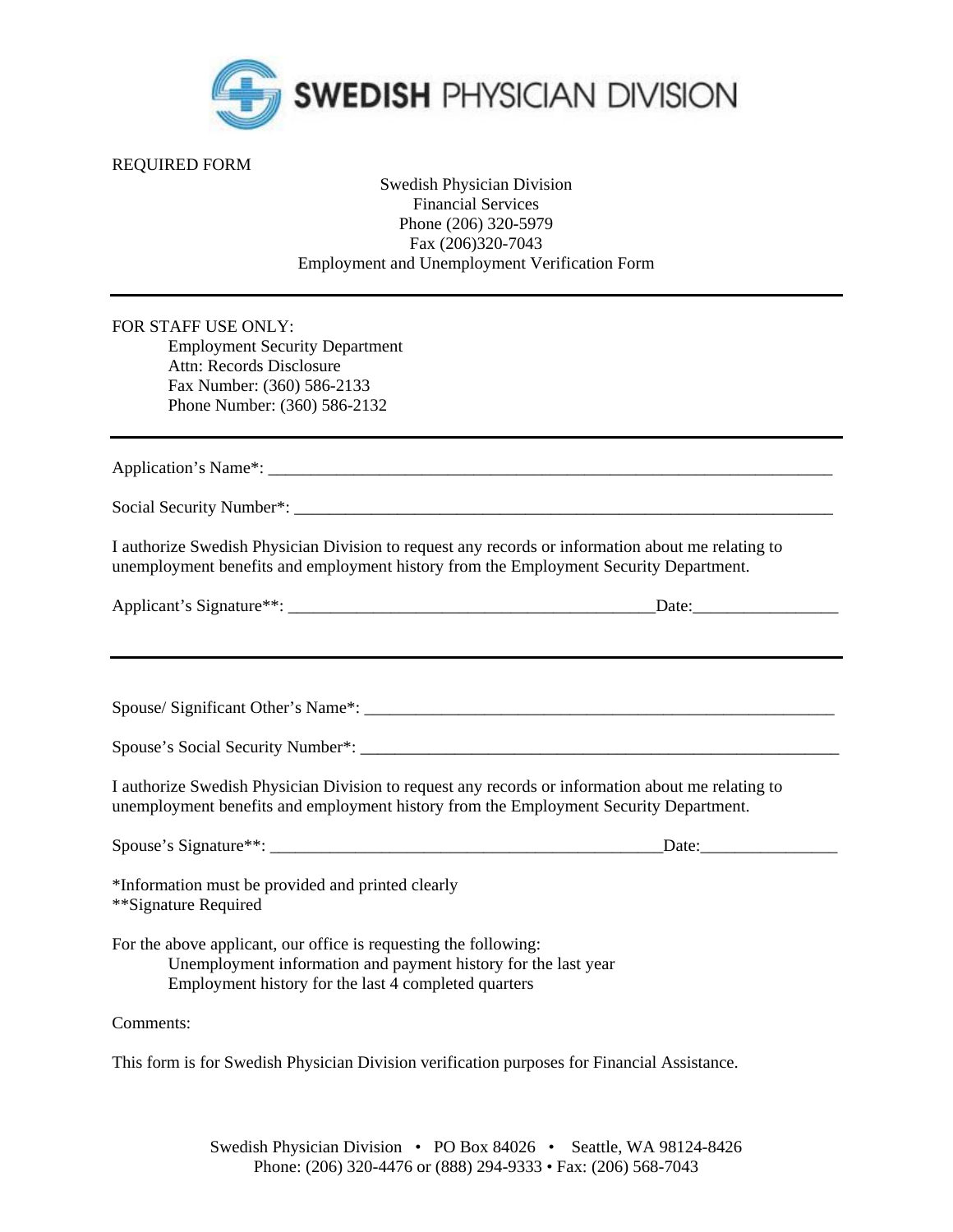**SWEDISH** PHYSICIAN DIVISION

REQUIRED FORM

Swedish Physician Division
Financial Services
Phone (206) 320-5979
Fax (206)320-7043
Employment and Unemployment Verification Form

---

FOR STAFF USE ONLY:

Employment Security Department
Attn: Records Disclosure
Fax Number: (360) 586-2133
Phone Number: (360) 586-2132

---

Application's Name*: ______________________________________________________________________

Social Security Number*: __________________________________________________________________

I authorize Swedish Physician Division to request any records or information about me relating to unemployment benefits and employment history from the Employment Security Department.

Applicant's Signature**: _____________________________________________Date:_________________

---

Spouse/ Significant Other's Name*: ___________________________________________________________

Spouse's Social Security Number*: ___________________________________________________________

I authorize Swedish Physician Division to request any records or information about me relating to unemployment benefits and employment history from the Employment Security Department.

Spouse's Signature**: ________________________________________________Date:________________

*Information must be provided and printed clearly
**Signature Required

For the above applicant, our office is requesting the following:

Unemployment information and payment history for the last year
Employment history for the last 4 completed quarters

Comments:

This form is for Swedish Physician Division verification purposes for Financial Assistance.

Swedish Physician Division • PO Box 84026 • Seattle, WA 98124-8426
Phone: (206) 320-4476 or (888) 294-9333 • Fax: (206) 568-7043